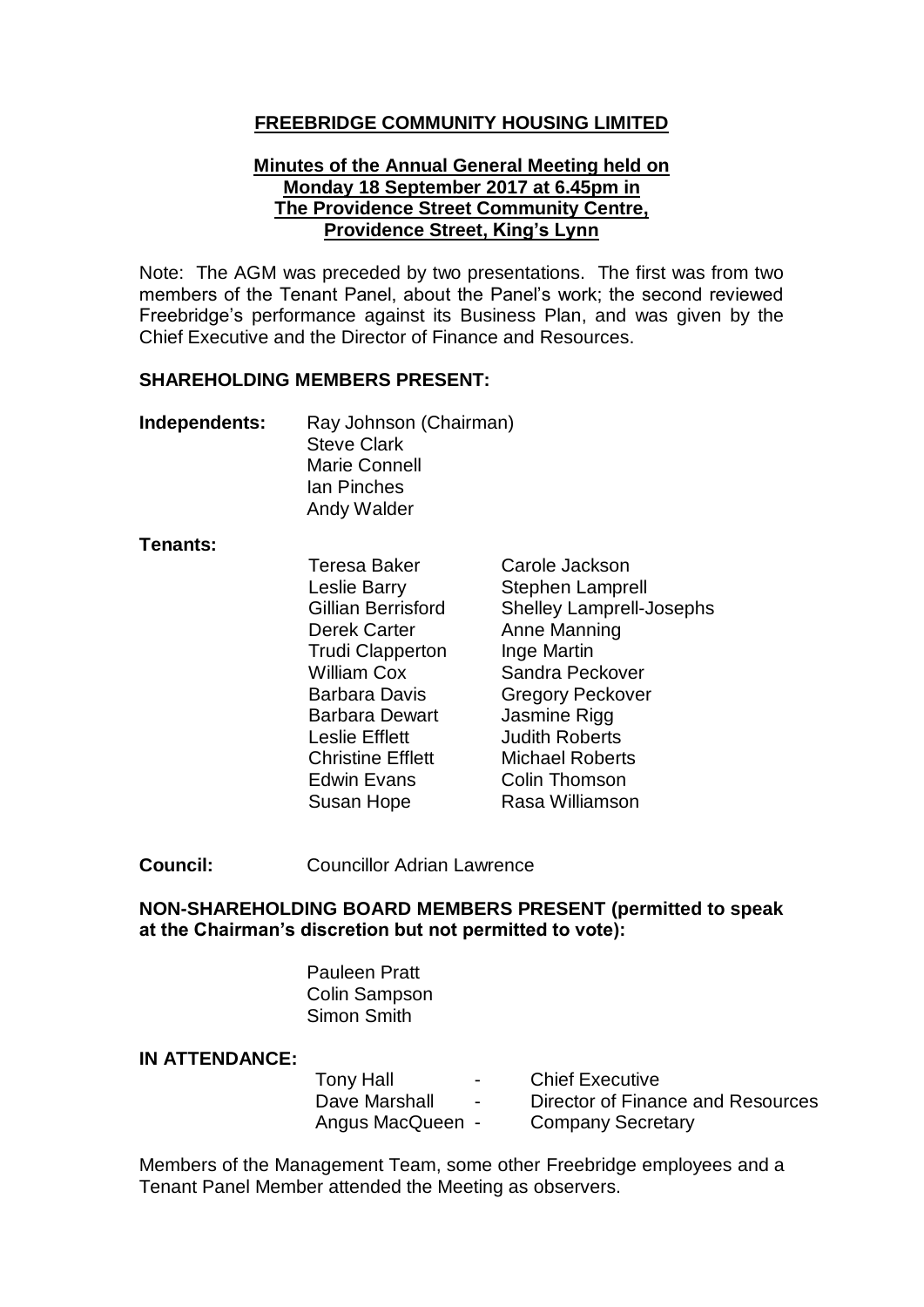# FREEBRIDGE COMMUNITY HOUSING LIMITED

## Minutes of the Annual General Meeting held on Monday 18 September 2017 at 6.45pm in The Providence Street Community Centre, Providence Street, King's Lynn

Note: The AGM was preceded by two presentations. The first was from two members of the Tenant Panel, about the Panel's work; the second reviewed Freebridge's performance against its Business Plan, and was given by the Chief Executive and the Director of Finance and Resources.

**SHAREHOLDING MEMBERS PRESENT:**

**Independents:**

Ray Johnson (Chairman)
Steve Clark
Marie Connell
Ian Pinches
Andy Walder

**Tenants:**

| | |
|---|---|
| Teresa Baker | Carole Jackson |
| Leslie Barry | Stephen Lamprell |
| Gillian Berrisford | Shelley Lamprell-Josephs |
| Derek Carter | Anne Manning |
| Trudi Clapperton | Inge Martin |
| William Cox | Sandra Peckover |
| Barbara Davis | Gregory Peckover |
| Barbara Dewart | Jasmine Rigg |
| Leslie Efflett | Judith Roberts |
| Christine Efflett | Michael Roberts |
| Edwin Evans | Colin Thomson |
| Susan Hope | Rasa Williamson |

**Council:** Councillor Adrian Lawrence

**NON-SHAREHOLDING BOARD MEMBERS PRESENT (permitted to speak at the Chairman's discretion but not permitted to vote):**

Pauleen Pratt
Colin Sampson
Simon Smith

**IN ATTENDANCE:**

| | | |
|---|---|---|
| Tony Hall | - | Chief Executive |
| Dave Marshall | - | Director of Finance and Resources |
| Angus MacQueen | - | Company Secretary |

Members of the Management Team, some other Freebridge employees and a Tenant Panel Member attended the Meeting as observers.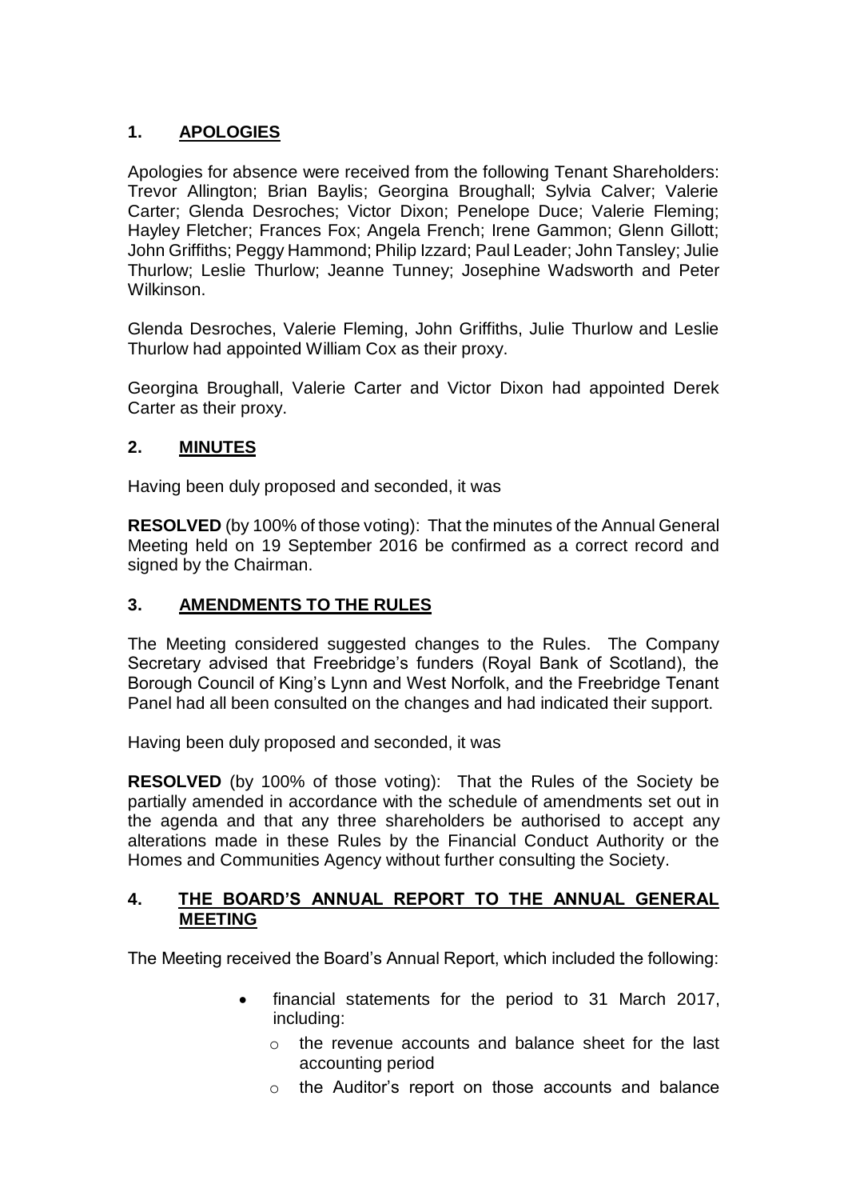## 1. APOLOGIES

Apologies for absence were received from the following Tenant Shareholders: Trevor Allington; Brian Baylis; Georgina Broughall; Sylvia Calver; Valerie Carter; Glenda Desroches; Victor Dixon; Penelope Duce; Valerie Fleming; Hayley Fletcher; Frances Fox; Angela French; Irene Gammon; Glenn Gillott; John Griffiths; Peggy Hammond; Philip Izzard; Paul Leader; John Tansley; Julie Thurlow; Leslie Thurlow; Jeanne Tunney; Josephine Wadsworth and Peter Wilkinson.

Glenda Desroches, Valerie Fleming, John Griffiths, Julie Thurlow and Leslie Thurlow had appointed William Cox as their proxy.

Georgina Broughall, Valerie Carter and Victor Dixon had appointed Derek Carter as their proxy.

## 2. MINUTES

Having been duly proposed and seconded, it was

**RESOLVED** (by 100% of those voting): That the minutes of the Annual General Meeting held on 19 September 2016 be confirmed as a correct record and signed by the Chairman.

## 3. AMENDMENTS TO THE RULES

The Meeting considered suggested changes to the Rules. The Company Secretary advised that Freebridge's funders (Royal Bank of Scotland), the Borough Council of King's Lynn and West Norfolk, and the Freebridge Tenant Panel had all been consulted on the changes and had indicated their support.

Having been duly proposed and seconded, it was

**RESOLVED** (by 100% of those voting): That the Rules of the Society be partially amended in accordance with the schedule of amendments set out in the agenda and that any three shareholders be authorised to accept any alterations made in these Rules by the Financial Conduct Authority or the Homes and Communities Agency without further consulting the Society.

## 4. THE BOARD'S ANNUAL REPORT TO THE ANNUAL GENERAL MEETING

The Meeting received the Board's Annual Report, which included the following:

- financial statements for the period to 31 March 2017, including:
  - the revenue accounts and balance sheet for the last accounting period
  - the Auditor's report on those accounts and balance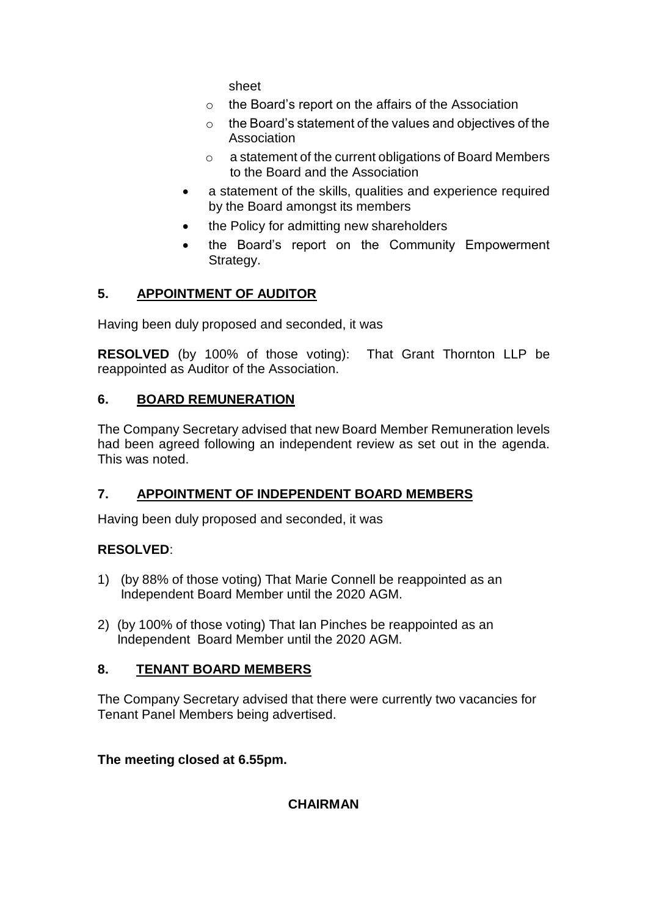sheet

- the Board's report on the affairs of the Association
- the Board's statement of the values and objectives of the Association
- a statement of the current obligations of Board Members to the Board and the Association

- a statement of the skills, qualities and experience required by the Board amongst its members
- the Policy for admitting new shareholders
- the Board's report on the Community Empowerment Strategy.

## 5. APPOINTMENT OF AUDITOR

Having been duly proposed and seconded, it was

**RESOLVED** (by 100% of those voting): That Grant Thornton LLP be reappointed as Auditor of the Association.

## 6. BOARD REMUNERATION

The Company Secretary advised that new Board Member Remuneration levels had been agreed following an independent review as set out in the agenda. This was noted.

## 7. APPOINTMENT OF INDEPENDENT BOARD MEMBERS

Having been duly proposed and seconded, it was

**RESOLVED**:

1) (by 88% of those voting) That Marie Connell be reappointed as an Independent Board Member until the 2020 AGM.

2) (by 100% of those voting) That Ian Pinches be reappointed as an Independent Board Member until the 2020 AGM.

## 8. TENANT BOARD MEMBERS

The Company Secretary advised that there were currently two vacancies for Tenant Panel Members being advertised.

**The meeting closed at 6.55pm.**

**CHAIRMAN**